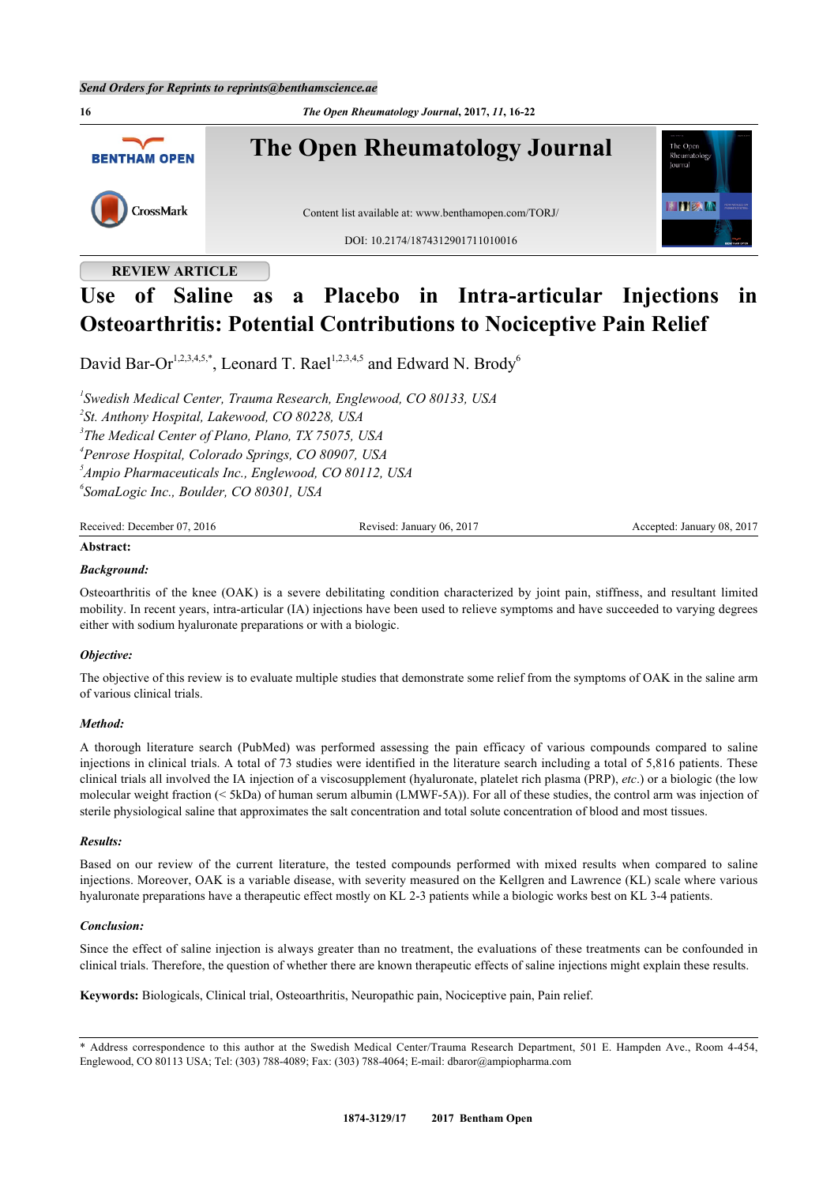Send Orders for Reprints to reprints@benthamscience.ae

# The Open Rheumatology Journal

Content list available at: www.benthamopen.com/TORJ/

DOI: 10.2174/1874312901711010016

REVIEW ARTICLE

# Use of Saline as a Placebo in Intra-articular Injections in Osteoarthritis: Potential Contributions to Nociceptive Pain Relief

David Bar-Or[1,2,3,4,5,*], Leonard T. Rael[1,2,3,4,5] and Edward N. Brody[6]

[1]*Swedish Medical Center, Trauma Research, Englewood, CO 80133, USA*
[2]*St. Anthony Hospital, Lakewood, CO 80228, USA*
[3]*The Medical Center of Plano, Plano, TX 75075, USA*
[4]*Penrose Hospital, Colorado Springs, CO 80907, USA*
[5]*Ampio Pharmaceuticals Inc., Englewood, CO 80112, USA*
[6]*SomaLogic Inc., Boulder, CO 80301, USA*

Received: December 07, 2016 Revised: January 06, 2017 Accepted: January 08, 2017

**Abstract:**

***Background:***

Osteoarthritis of the knee (OAK) is a severe debilitating condition characterized by joint pain, stiffness, and resultant limited mobility. In recent years, intra-articular (IA) injections have been used to relieve symptoms and have succeeded to varying degrees either with sodium hyaluronate preparations or with a biologic.

***Objective:***

The objective of this review is to evaluate multiple studies that demonstrate some relief from the symptoms of OAK in the saline arm of various clinical trials.

***Method:***

A thorough literature search (PubMed) was performed assessing the pain efficacy of various compounds compared to saline injections in clinical trials. A total of 73 studies were identified in the literature search including a total of 5,816 patients. These clinical trials all involved the IA injection of a viscosupplement (hyaluronate, platelet rich plasma (PRP), *etc*.) or a biologic (the low molecular weight fraction (< 5kDa) of human serum albumin (LMWF-5A)). For all of these studies, the control arm was injection of sterile physiological saline that approximates the salt concentration and total solute concentration of blood and most tissues.

***Results:***

Based on our review of the current literature, the tested compounds performed with mixed results when compared to saline injections. Moreover, OAK is a variable disease, with severity measured on the Kellgren and Lawrence (KL) scale where various hyaluronate preparations have a therapeutic effect mostly on KL 2-3 patients while a biologic works best on KL 3-4 patients.

***Conclusion:***

Since the effect of saline injection is always greater than no treatment, the evaluations of these treatments can be confounded in clinical trials. Therefore, the question of whether there are known therapeutic effects of saline injections might explain these results.

**Keywords:** Biologicals, Clinical trial, Osteoarthritis, Neuropathic pain, Nociceptive pain, Pain relief.

---

\* Address correspondence to this author at the Swedish Medical Center/Trauma Research Department, 501 E. Hampden Ave., Room 4-454, Englewood, CO 80113 USA; Tel: (303) 788-4089; Fax: (303) 788-4064; E-mail: dbaror@ampiopharma.com

1874-3129/17 2017 Bentham Open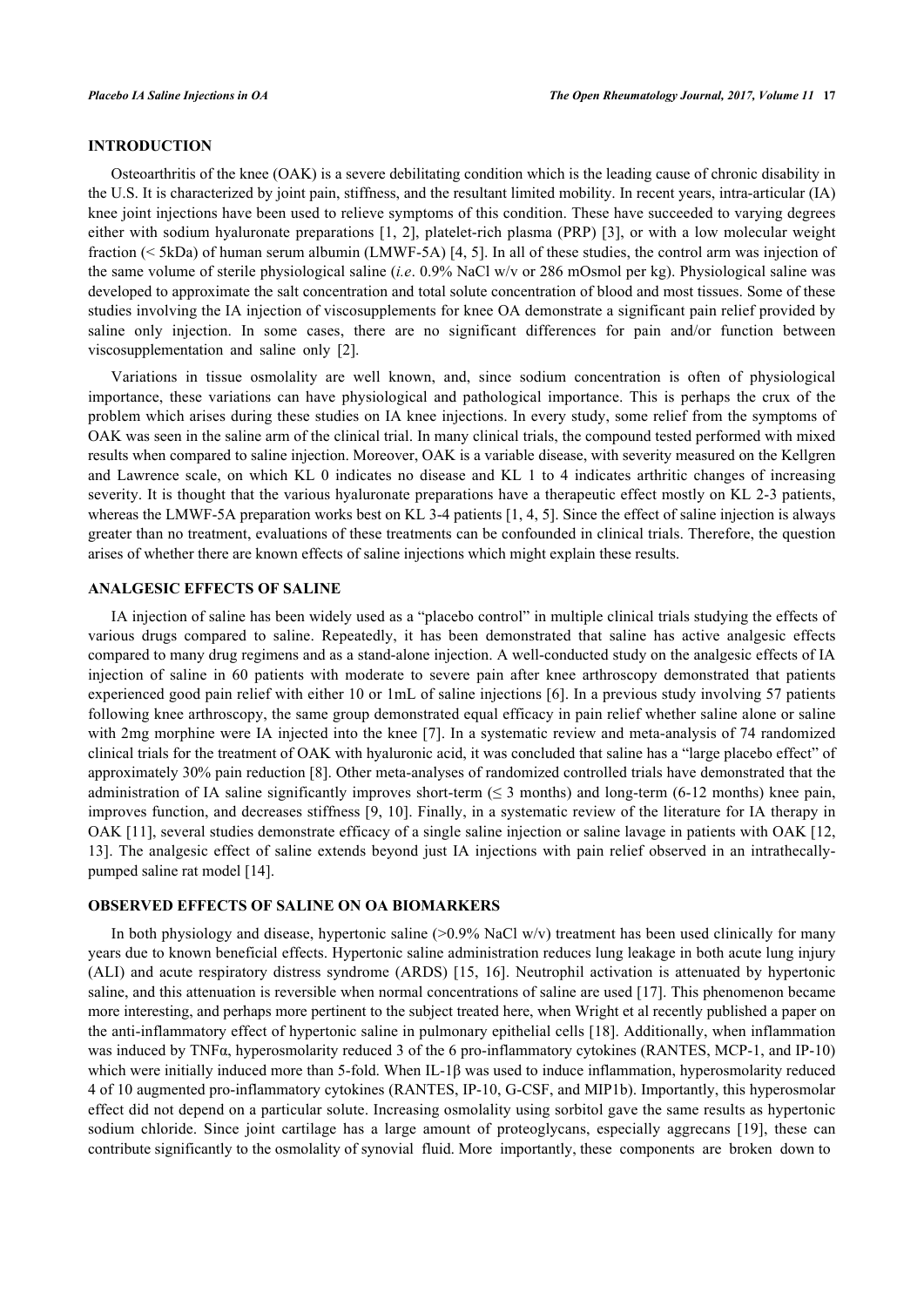## INTRODUCTION

Osteoarthritis of the knee (OAK) is a severe debilitating condition which is the leading cause of chronic disability in the U.S. It is characterized by joint pain, stiffness, and the resultant limited mobility. In recent years, intra-articular (IA) knee joint injections have been used to relieve symptoms of this condition. These have succeeded to varying degrees either with sodium hyaluronate preparations [1, 2], platelet-rich plasma (PRP) [3], or with a low molecular weight fraction (< 5kDa) of human serum albumin (LMWF-5A) [4, 5]. In all of these studies, the control arm was injection of the same volume of sterile physiological saline (*i.e*. 0.9% NaCl w/v or 286 mOsmol per kg). Physiological saline was developed to approximate the salt concentration and total solute concentration of blood and most tissues. Some of these studies involving the IA injection of viscosupplements for knee OA demonstrate a significant pain relief provided by saline only injection. In some cases, there are no significant differences for pain and/or function between viscosupplementation and saline only [2].

Variations in tissue osmolality are well known, and, since sodium concentration is often of physiological importance, these variations can have physiological and pathological importance. This is perhaps the crux of the problem which arises during these studies on IA knee injections. In every study, some relief from the symptoms of OAK was seen in the saline arm of the clinical trial. In many clinical trials, the compound tested performed with mixed results when compared to saline injection. Moreover, OAK is a variable disease, with severity measured on the Kellgren and Lawrence scale, on which KL 0 indicates no disease and KL 1 to 4 indicates arthritic changes of increasing severity. It is thought that the various hyaluronate preparations have a therapeutic effect mostly on KL 2-3 patients, whereas the LMWF-5A preparation works best on KL 3-4 patients [1, 4, 5]. Since the effect of saline injection is always greater than no treatment, evaluations of these treatments can be confounded in clinical trials. Therefore, the question arises of whether there are known effects of saline injections which might explain these results.

## ANALGESIC EFFECTS OF SALINE

IA injection of saline has been widely used as a "placebo control" in multiple clinical trials studying the effects of various drugs compared to saline. Repeatedly, it has been demonstrated that saline has active analgesic effects compared to many drug regimens and as a stand-alone injection. A well-conducted study on the analgesic effects of IA injection of saline in 60 patients with moderate to severe pain after knee arthroscopy demonstrated that patients experienced good pain relief with either 10 or 1mL of saline injections [6]. In a previous study involving 57 patients following knee arthroscopy, the same group demonstrated equal efficacy in pain relief whether saline alone or saline with 2mg morphine were IA injected into the knee [7]. In a systematic review and meta-analysis of 74 randomized clinical trials for the treatment of OAK with hyaluronic acid, it was concluded that saline has a "large placebo effect" of approximately 30% pain reduction [8]. Other meta-analyses of randomized controlled trials have demonstrated that the administration of IA saline significantly improves short-term (≤ 3 months) and long-term (6-12 months) knee pain, improves function, and decreases stiffness [9, 10]. Finally, in a systematic review of the literature for IA therapy in OAK [11], several studies demonstrate efficacy of a single saline injection or saline lavage in patients with OAK [12, 13]. The analgesic effect of saline extends beyond just IA injections with pain relief observed in an intrathecally-pumped saline rat model [14].

## OBSERVED EFFECTS OF SALINE ON OA BIOMARKERS

In both physiology and disease, hypertonic saline (>0.9% NaCl w/v) treatment has been used clinically for many years due to known beneficial effects. Hypertonic saline administration reduces lung leakage in both acute lung injury (ALI) and acute respiratory distress syndrome (ARDS) [15, 16]. Neutrophil activation is attenuated by hypertonic saline, and this attenuation is reversible when normal concentrations of saline are used [17]. This phenomenon became more interesting, and perhaps more pertinent to the subject treated here, when Wright et al recently published a paper on the anti-inflammatory effect of hypertonic saline in pulmonary epithelial cells [18]. Additionally, when inflammation was induced by TNFα, hyperosmolarity reduced 3 of the 6 pro-inflammatory cytokines (RANTES, MCP-1, and IP-10) which were initially induced more than 5-fold. When IL-1β was used to induce inflammation, hyperosmolarity reduced 4 of 10 augmented pro-inflammatory cytokines (RANTES, IP-10, G-CSF, and MIP1b). Importantly, this hyperosmolar effect did not depend on a particular solute. Increasing osmolality using sorbitol gave the same results as hypertonic sodium chloride. Since joint cartilage has a large amount of proteoglycans, especially aggrecans [19], these can contribute significantly to the osmolality of synovial fluid. More importantly, these components are broken down to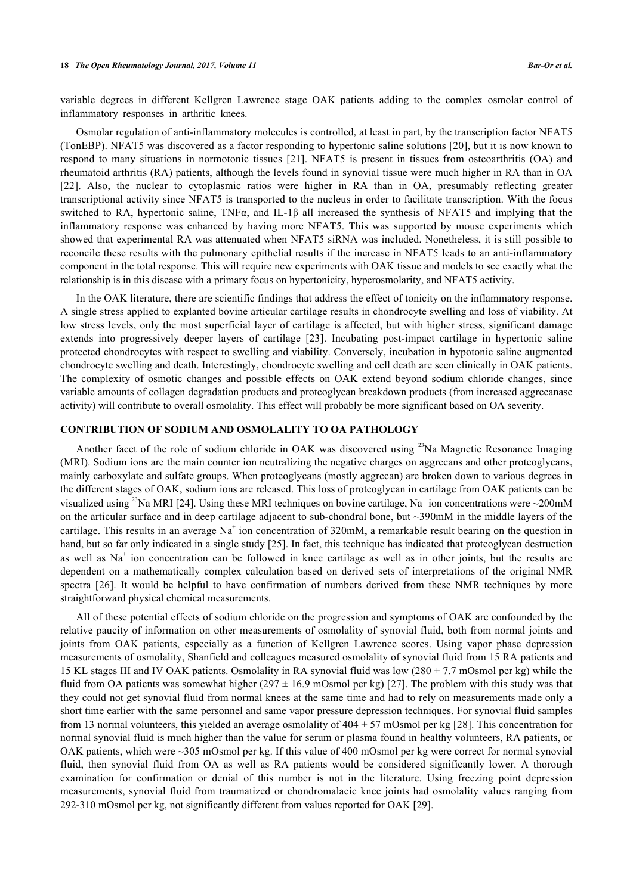variable degrees in different Kellgren Lawrence stage OAK patients adding to the complex osmolar control of inflammatory responses in arthritic knees.

Osmolar regulation of anti-inflammatory molecules is controlled, at least in part, by the transcription factor NFAT5 (TonEBP). NFAT5 was discovered as a factor responding to hypertonic saline solutions [20], but it is now known to respond to many situations in normotonic tissues [21]. NFAT5 is present in tissues from osteoarthritis (OA) and rheumatoid arthritis (RA) patients, although the levels found in synovial tissue were much higher in RA than in OA [22]. Also, the nuclear to cytoplasmic ratios were higher in RA than in OA, presumably reflecting greater transcriptional activity since NFAT5 is transported to the nucleus in order to facilitate transcription. With the focus switched to RA, hypertonic saline, TNFα, and IL-1β all increased the synthesis of NFAT5 and implying that the inflammatory response was enhanced by having more NFAT5. This was supported by mouse experiments which showed that experimental RA was attenuated when NFAT5 siRNA was included. Nonetheless, it is still possible to reconcile these results with the pulmonary epithelial results if the increase in NFAT5 leads to an anti-inflammatory component in the total response. This will require new experiments with OAK tissue and models to see exactly what the relationship is in this disease with a primary focus on hypertonicity, hyperosmolarity, and NFAT5 activity.

In the OAK literature, there are scientific findings that address the effect of tonicity on the inflammatory response. A single stress applied to explanted bovine articular cartilage results in chondrocyte swelling and loss of viability. At low stress levels, only the most superficial layer of cartilage is affected, but with higher stress, significant damage extends into progressively deeper layers of cartilage [23]. Incubating post-impact cartilage in hypertonic saline protected chondrocytes with respect to swelling and viability. Conversely, incubation in hypotonic saline augmented chondrocyte swelling and death. Interestingly, chondrocyte swelling and cell death are seen clinically in OAK patients. The complexity of osmotic changes and possible effects on OAK extend beyond sodium chloride changes, since variable amounts of collagen degradation products and proteoglycan breakdown products (from increased aggrecanase activity) will contribute to overall osmolality. This effect will probably be more significant based on OA severity.

## CONTRIBUTION OF SODIUM AND OSMOLALITY TO OA PATHOLOGY

Another facet of the role of sodium chloride in OAK was discovered using $^{23}$Na Magnetic Resonance Imaging (MRI). Sodium ions are the main counter ion neutralizing the negative charges on aggrecans and other proteoglycans, mainly carboxylate and sulfate groups. When proteoglycans (mostly aggrecan) are broken down to various degrees in the different stages of OAK, sodium ions are released. This loss of proteoglycan in cartilage from OAK patients can be visualized using $^{23}$Na MRI [24]. Using these MRI techniques on bovine cartilage, $Na^+$ ion concentrations were ~200mM on the articular surface and in deep cartilage adjacent to sub-chondral bone, but ~390mM in the middle layers of the cartilage. This results in an average $Na^+$ ion concentration of 320mM, a remarkable result bearing on the question in hand, but so far only indicated in a single study [25]. In fact, this technique has indicated that proteoglycan destruction as well as $Na^+$ ion concentration can be followed in knee cartilage as well as in other joints, but the results are dependent on a mathematically complex calculation based on derived sets of interpretations of the original NMR spectra [26]. It would be helpful to have confirmation of numbers derived from these NMR techniques by more straightforward physical chemical measurements.

All of these potential effects of sodium chloride on the progression and symptoms of OAK are confounded by the relative paucity of information on other measurements of osmolality of synovial fluid, both from normal joints and joints from OAK patients, especially as a function of Kellgren Lawrence scores. Using vapor phase depression measurements of osmolality, Shanfield and colleagues measured osmolality of synovial fluid from 15 RA patients and 15 KL stages III and IV OAK patients. Osmolality in RA synovial fluid was low (280 ± 7.7 mOsmol per kg) while the fluid from OA patients was somewhat higher (297 ± 16.9 mOsmol per kg) [27]. The problem with this study was that they could not get synovial fluid from normal knees at the same time and had to rely on measurements made only a short time earlier with the same personnel and same vapor pressure depression techniques. For synovial fluid samples from 13 normal volunteers, this yielded an average osmolality of 404 ± 57 mOsmol per kg [28]. This concentration for normal synovial fluid is much higher than the value for serum or plasma found in healthy volunteers, RA patients, or OAK patients, which were ~305 mOsmol per kg. If this value of 400 mOsmol per kg were correct for normal synovial fluid, then synovial fluid from OA as well as RA patients would be considered significantly lower. A thorough examination for confirmation or denial of this number is not in the literature. Using freezing point depression measurements, synovial fluid from traumatized or chondromalacic knee joints had osmolality values ranging from 292-310 mOsmol per kg, not significantly different from values reported for OAK [29].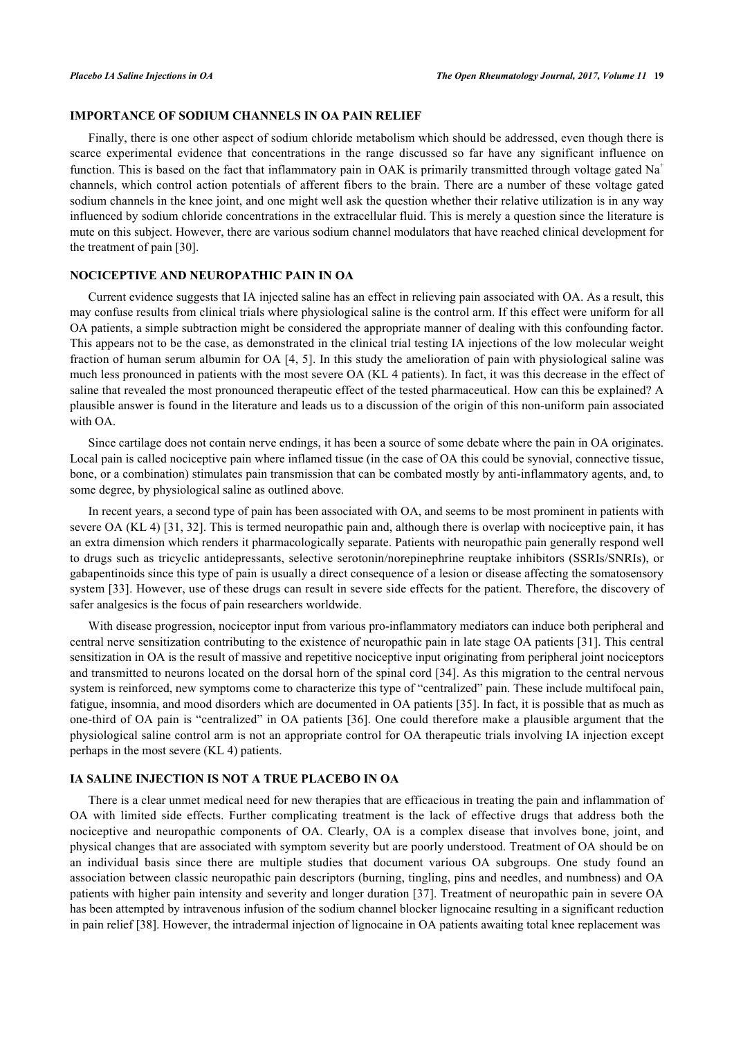## IMPORTANCE OF SODIUM CHANNELS IN OA PAIN RELIEF

Finally, there is one other aspect of sodium chloride metabolism which should be addressed, even though there is scarce experimental evidence that concentrations in the range discussed so far have any significant influence on function. This is based on the fact that inflammatory pain in OAK is primarily transmitted through voltage gated $Na^+$ channels, which control action potentials of afferent fibers to the brain. There are a number of these voltage gated sodium channels in the knee joint, and one might well ask the question whether their relative utilization is in any way influenced by sodium chloride concentrations in the extracellular fluid. This is merely a question since the literature is mute on this subject. However, there are various sodium channel modulators that have reached clinical development for the treatment of pain [30].

## NOCICEPTIVE AND NEUROPATHIC PAIN IN OA

Current evidence suggests that IA injected saline has an effect in relieving pain associated with OA. As a result, this may confuse results from clinical trials where physiological saline is the control arm. If this effect were uniform for all OA patients, a simple subtraction might be considered the appropriate manner of dealing with this confounding factor. This appears not to be the case, as demonstrated in the clinical trial testing IA injections of the low molecular weight fraction of human serum albumin for OA [4, 5]. In this study the amelioration of pain with physiological saline was much less pronounced in patients with the most severe OA (KL 4 patients). In fact, it was this decrease in the effect of saline that revealed the most pronounced therapeutic effect of the tested pharmaceutical. How can this be explained? A plausible answer is found in the literature and leads us to a discussion of the origin of this non-uniform pain associated with OA.

Since cartilage does not contain nerve endings, it has been a source of some debate where the pain in OA originates. Local pain is called nociceptive pain where inflamed tissue (in the case of OA this could be synovial, connective tissue, bone, or a combination) stimulates pain transmission that can be combated mostly by anti-inflammatory agents, and, to some degree, by physiological saline as outlined above.

In recent years, a second type of pain has been associated with OA, and seems to be most prominent in patients with severe OA (KL 4) [31, 32]. This is termed neuropathic pain and, although there is overlap with nociceptive pain, it has an extra dimension which renders it pharmacologically separate. Patients with neuropathic pain generally respond well to drugs such as tricyclic antidepressants, selective serotonin/norepinephrine reuptake inhibitors (SSRIs/SNRIs), or gabapentinoids since this type of pain is usually a direct consequence of a lesion or disease affecting the somatosensory system [33]. However, use of these drugs can result in severe side effects for the patient. Therefore, the discovery of safer analgesics is the focus of pain researchers worldwide.

With disease progression, nociceptor input from various pro-inflammatory mediators can induce both peripheral and central nerve sensitization contributing to the existence of neuropathic pain in late stage OA patients [31]. This central sensitization in OA is the result of massive and repetitive nociceptive input originating from peripheral joint nociceptors and transmitted to neurons located on the dorsal horn of the spinal cord [34]. As this migration to the central nervous system is reinforced, new symptoms come to characterize this type of "centralized" pain. These include multifocal pain, fatigue, insomnia, and mood disorders which are documented in OA patients [35]. In fact, it is possible that as much as one-third of OA pain is "centralized" in OA patients [36]. One could therefore make a plausible argument that the physiological saline control arm is not an appropriate control for OA therapeutic trials involving IA injection except perhaps in the most severe (KL 4) patients.

## IA SALINE INJECTION IS NOT A TRUE PLACEBO IN OA

There is a clear unmet medical need for new therapies that are efficacious in treating the pain and inflammation of OA with limited side effects. Further complicating treatment is the lack of effective drugs that address both the nociceptive and neuropathic components of OA. Clearly, OA is a complex disease that involves bone, joint, and physical changes that are associated with symptom severity but are poorly understood. Treatment of OA should be on an individual basis since there are multiple studies that document various OA subgroups. One study found an association between classic neuropathic pain descriptors (burning, tingling, pins and needles, and numbness) and OA patients with higher pain intensity and severity and longer duration [37]. Treatment of neuropathic pain in severe OA has been attempted by intravenous infusion of the sodium channel blocker lignocaine resulting in a significant reduction in pain relief [38]. However, the intradermal injection of lignocaine in OA patients awaiting total knee replacement was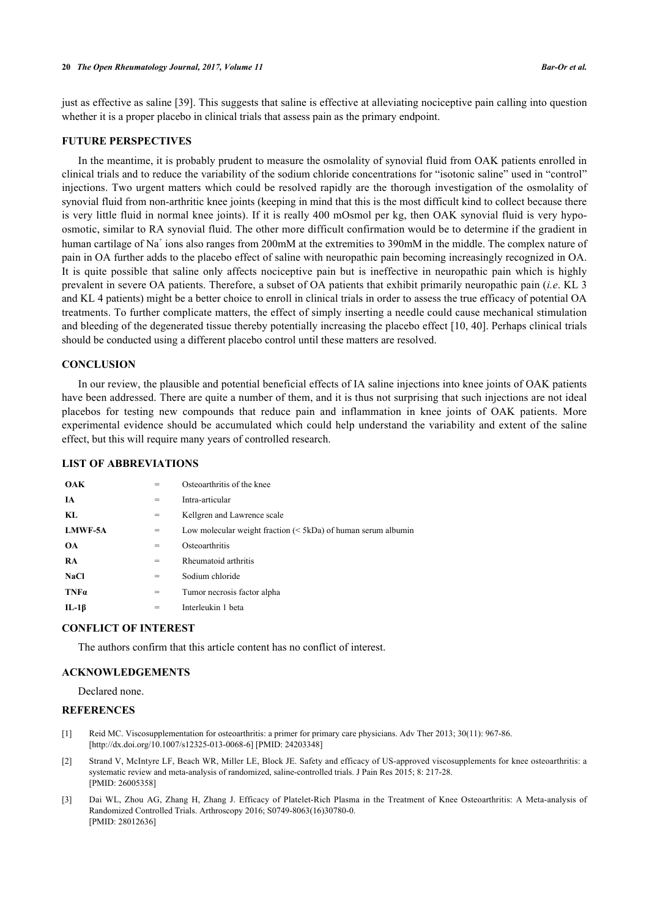just as effective as saline [39]. This suggests that saline is effective at alleviating nociceptive pain calling into question whether it is a proper placebo in clinical trials that assess pain as the primary endpoint.

## FUTURE PERSPECTIVES

In the meantime, it is probably prudent to measure the osmolality of synovial fluid from OAK patients enrolled in clinical trials and to reduce the variability of the sodium chloride concentrations for "isotonic saline" used in "control" injections. Two urgent matters which could be resolved rapidly are the thorough investigation of the osmolality of synovial fluid from non-arthritic knee joints (keeping in mind that this is the most difficult kind to collect because there is very little fluid in normal knee joints). If it is really 400 mOsmol per kg, then OAK synovial fluid is very hypo-osmotic, similar to RA synovial fluid. The other more difficult confirmation would be to determine if the gradient in human cartilage of $Na^+$ ions also ranges from 200mM at the extremities to 390mM in the middle. The complex nature of pain in OA further adds to the placebo effect of saline with neuropathic pain becoming increasingly recognized in OA. It is quite possible that saline only affects nociceptive pain but is ineffective in neuropathic pain which is highly prevalent in severe OA patients. Therefore, a subset of OA patients that exhibit primarily neuropathic pain (*i.e*. KL 3 and KL 4 patients) might be a better choice to enroll in clinical trials in order to assess the true efficacy of potential OA treatments. To further complicate matters, the effect of simply inserting a needle could cause mechanical stimulation and bleeding of the degenerated tissue thereby potentially increasing the placebo effect [10, 40]. Perhaps clinical trials should be conducted using a different placebo control until these matters are resolved.

## CONCLUSION

In our review, the plausible and potential beneficial effects of IA saline injections into knee joints of OAK patients have been addressed. There are quite a number of them, and it is thus not surprising that such injections are not ideal placebos for testing new compounds that reduce pain and inflammation in knee joints of OAK patients. More experimental evidence should be accumulated which could help understand the variability and extent of the saline effect, but this will require many years of controlled research.

## LIST OF ABBREVIATIONS

| | | |
|---|---|---|
| **OAK** | = | Osteoarthritis of the knee |
| **IA** | = | Intra-articular |
| **KL** | = | Kellgren and Lawrence scale |
| **LMWF-5A** | = | Low molecular weight fraction (< 5kDa) of human serum albumin |
| **OA** | = | Osteoarthritis |
| **RA** | = | Rheumatoid arthritis |
| **NaCl** | = | Sodium chloride |
| **TNFα** | = | Tumor necrosis factor alpha |
| **IL-1β** | = | Interleukin 1 beta |

## CONFLICT OF INTEREST

The authors confirm that this article content has no conflict of interest.

## ACKNOWLEDGEMENTS

Declared none.

## REFERENCES

[1] Reid MC. Viscosupplementation for osteoarthritis: a primer for primary care physicians. Adv Ther 2013; 30(11): 967-86. [http://dx.doi.org/10.1007/s12325-013-0068-6] [PMID: 24203348]

[2] Strand V, McIntyre LF, Beach WR, Miller LE, Block JE. Safety and efficacy of US-approved viscosupplements for knee osteoarthritis: a systematic review and meta-analysis of randomized, saline-controlled trials. J Pain Res 2015; 8: 217-28. [PMID: 26005358]

[3] Dai WL, Zhou AG, Zhang H, Zhang J. Efficacy of Platelet-Rich Plasma in the Treatment of Knee Osteoarthritis: A Meta-analysis of Randomized Controlled Trials. Arthroscopy 2016; S0749-8063(16)30780-0. [PMID: 28012636]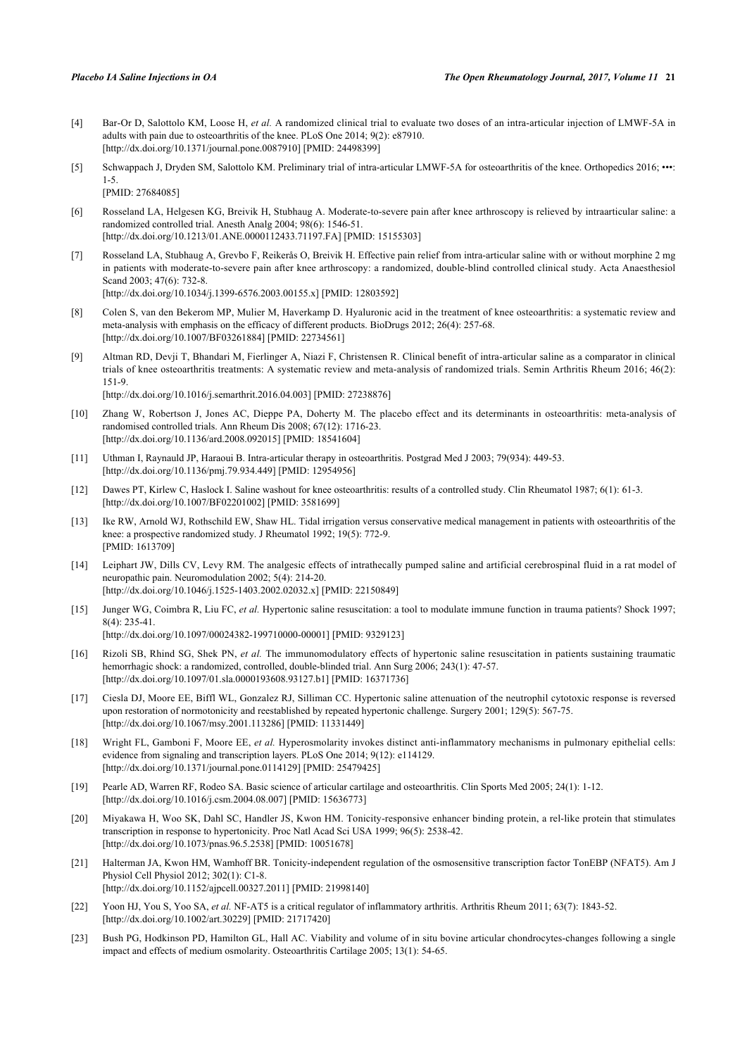[4] Bar-Or D, Salottolo KM, Loose H, *et al.* A randomized clinical trial to evaluate two doses of an intra-articular injection of LMWF-5A in adults with pain due to osteoarthritis of the knee. PLoS One 2014; 9(2): e87910. [http://dx.doi.org/10.1371/journal.pone.0087910] [PMID: 24498399]

[5] Schwappach J, Dryden SM, Salottolo KM. Preliminary trial of intra-articular LMWF-5A for osteoarthritis of the knee. Orthopedics 2016; •••: 1-5. [PMID: 27684085]

[6] Rosseland LA, Helgesen KG, Breivik H, Stubhaug A. Moderate-to-severe pain after knee arthroscopy is relieved by intraarticular saline: a randomized controlled trial. Anesth Analg 2004; 98(6): 1546-51. [http://dx.doi.org/10.1213/01.ANE.0000112433.71197.FA] [PMID: 15155303]

[7] Rosseland LA, Stubhaug A, Grevbo F, Reikerås O, Breivik H. Effective pain relief from intra-articular saline with or without morphine 2 mg in patients with moderate-to-severe pain after knee arthroscopy: a randomized, double-blind controlled clinical study. Acta Anaesthesiol Scand 2003; 47(6): 732-8. [http://dx.doi.org/10.1034/j.1399-6576.2003.00155.x] [PMID: 12803592]

[8] Colen S, van den Bekerom MP, Mulier M, Haverkamp D. Hyaluronic acid in the treatment of knee osteoarthritis: a systematic review and meta-analysis with emphasis on the efficacy of different products. BioDrugs 2012; 26(4): 257-68. [http://dx.doi.org/10.1007/BF03261884] [PMID: 22734561]

[9] Altman RD, Devji T, Bhandari M, Fierlinger A, Niazi F, Christensen R. Clinical benefit of intra-articular saline as a comparator in clinical trials of knee osteoarthritis treatments: A systematic review and meta-analysis of randomized trials. Semin Arthritis Rheum 2016; 46(2): 151-9. [http://dx.doi.org/10.1016/j.semarthrit.2016.04.003] [PMID: 27238876]

[10] Zhang W, Robertson J, Jones AC, Dieppe PA, Doherty M. The placebo effect and its determinants in osteoarthritis: meta-analysis of randomised controlled trials. Ann Rheum Dis 2008; 67(12): 1716-23. [http://dx.doi.org/10.1136/ard.2008.092015] [PMID: 18541604]

[11] Uthman I, Raynauld JP, Haraoui B. Intra-articular therapy in osteoarthritis. Postgrad Med J 2003; 79(934): 449-53. [http://dx.doi.org/10.1136/pmj.79.934.449] [PMID: 12954956]

[12] Dawes PT, Kirlew C, Haslock I. Saline washout for knee osteoarthritis: results of a controlled study. Clin Rheumatol 1987; 6(1): 61-3. [http://dx.doi.org/10.1007/BF02201002] [PMID: 3581699]

[13] Ike RW, Arnold WJ, Rothschild EW, Shaw HL. Tidal irrigation versus conservative medical management in patients with osteoarthritis of the knee: a prospective randomized study. J Rheumatol 1992; 19(5): 772-9. [PMID: 1613709]

[14] Leiphart JW, Dills CV, Levy RM. The analgesic effects of intrathecally pumped saline and artificial cerebrospinal fluid in a rat model of neuropathic pain. Neuromodulation 2002; 5(4): 214-20. [http://dx.doi.org/10.1046/j.1525-1403.2002.02032.x] [PMID: 22150849]

[15] Junger WG, Coimbra R, Liu FC, *et al.* Hypertonic saline resuscitation: a tool to modulate immune function in trauma patients? Shock 1997; 8(4): 235-41. [http://dx.doi.org/10.1097/00024382-199710000-00001] [PMID: 9329123]

[16] Rizoli SB, Rhind SG, Shek PN, *et al.* The immunomodulatory effects of hypertonic saline resuscitation in patients sustaining traumatic hemorrhagic shock: a randomized, controlled, double-blinded trial. Ann Surg 2006; 243(1): 47-57. [http://dx.doi.org/10.1097/01.sla.0000193608.93127.b1] [PMID: 16371736]

[17] Ciesla DJ, Moore EE, Biffl WL, Gonzalez RJ, Silliman CC. Hypertonic saline attenuation of the neutrophil cytotoxic response is reversed upon restoration of normotonicity and reestablished by repeated hypertonic challenge. Surgery 2001; 129(5): 567-75. [http://dx.doi.org/10.1067/msy.2001.113286] [PMID: 11331449]

[18] Wright FL, Gamboni F, Moore EE, *et al.* Hyperosmolarity invokes distinct anti-inflammatory mechanisms in pulmonary epithelial cells: evidence from signaling and transcription layers. PLoS One 2014; 9(12): e114129. [http://dx.doi.org/10.1371/journal.pone.0114129] [PMID: 25479425]

[19] Pearle AD, Warren RF, Rodeo SA. Basic science of articular cartilage and osteoarthritis. Clin Sports Med 2005; 24(1): 1-12. [http://dx.doi.org/10.1016/j.csm.2004.08.007] [PMID: 15636773]

[20] Miyakawa H, Woo SK, Dahl SC, Handler JS, Kwon HM. Tonicity-responsive enhancer binding protein, a rel-like protein that stimulates transcription in response to hypertonicity. Proc Natl Acad Sci USA 1999; 96(5): 2538-42. [http://dx.doi.org/10.1073/pnas.96.5.2538] [PMID: 10051678]

[21] Halterman JA, Kwon HM, Wamhoff BR. Tonicity-independent regulation of the osmosensitive transcription factor TonEBP (NFAT5). Am J Physiol Cell Physiol 2012; 302(1): C1-8. [http://dx.doi.org/10.1152/ajpcell.00327.2011] [PMID: 21998140]

[22] Yoon HJ, You S, Yoo SA, *et al.* NF-AT5 is a critical regulator of inflammatory arthritis. Arthritis Rheum 2011; 63(7): 1843-52. [http://dx.doi.org/10.1002/art.30229] [PMID: 21717420]

[23] Bush PG, Hodkinson PD, Hamilton GL, Hall AC. Viability and volume of in situ bovine articular chondrocytes-changes following a single impact and effects of medium osmolarity. Osteoarthritis Cartilage 2005; 13(1): 54-65.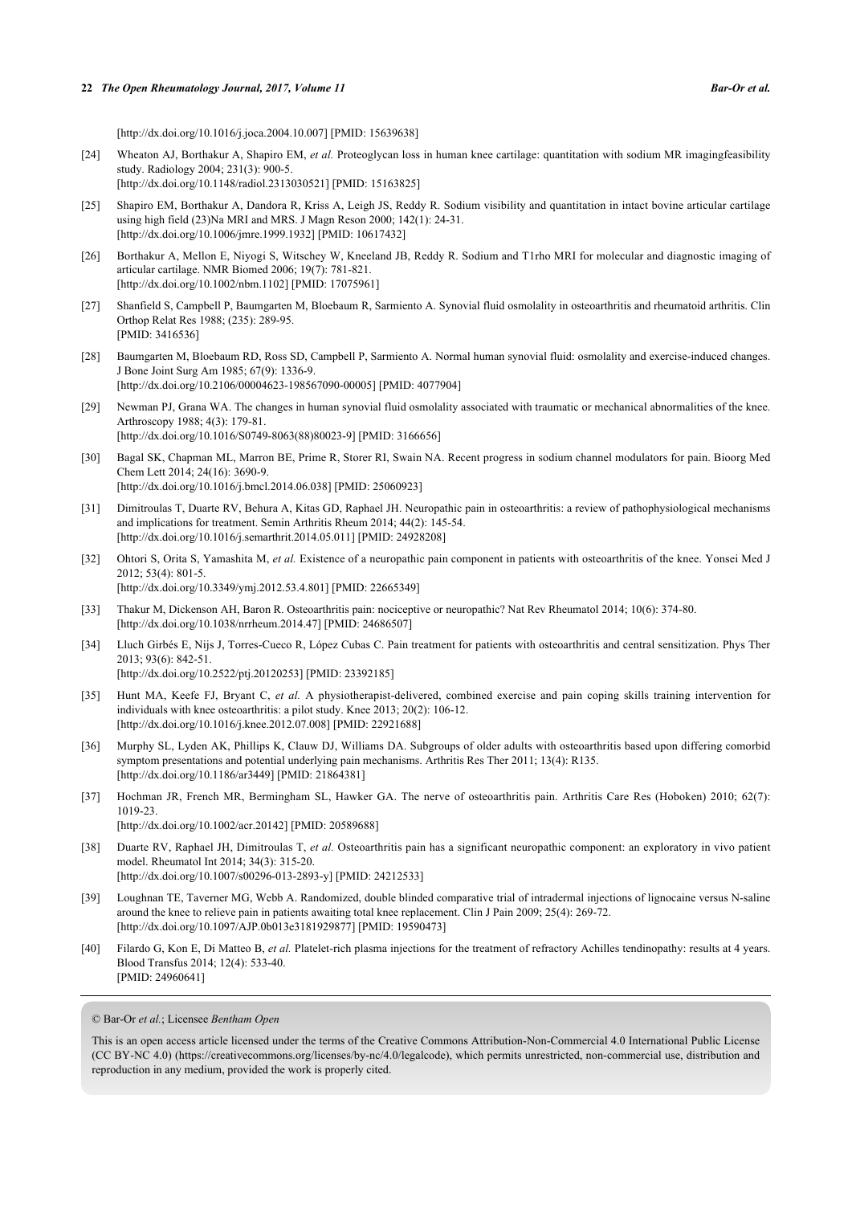[http://dx.doi.org/10.1016/j.joca.2004.10.007] [PMID: 15639638]

[24] Wheaton AJ, Borthakur A, Shapiro EM, *et al.* Proteoglycan loss in human knee cartilage: quantitation with sodium MR imagingfeasibility study. Radiology 2004; 231(3): 900-5.
[http://dx.doi.org/10.1148/radiol.2313030521] [PMID: 15163825]

[25] Shapiro EM, Borthakur A, Dandora R, Kriss A, Leigh JS, Reddy R. Sodium visibility and quantitation in intact bovine articular cartilage using high field (23)Na MRI and MRS. J Magn Reson 2000; 142(1): 24-31.
[http://dx.doi.org/10.1006/jmre.1999.1932] [PMID: 10617432]

[26] Borthakur A, Mellon E, Niyogi S, Witschey W, Kneeland JB, Reddy R. Sodium and T1rho MRI for molecular and diagnostic imaging of articular cartilage. NMR Biomed 2006; 19(7): 781-821.
[http://dx.doi.org/10.1002/nbm.1102] [PMID: 17075961]

[27] Shanfield S, Campbell P, Baumgarten M, Bloebaum R, Sarmiento A. Synovial fluid osmolality in osteoarthritis and rheumatoid arthritis. Clin Orthop Relat Res 1988; (235): 289-95.
[PMID: 3416536]

[28] Baumgarten M, Bloebaum RD, Ross SD, Campbell P, Sarmiento A. Normal human synovial fluid: osmolality and exercise-induced changes. J Bone Joint Surg Am 1985; 67(9): 1336-9.
[http://dx.doi.org/10.2106/00004623-198567090-00005] [PMID: 4077904]

[29] Newman PJ, Grana WA. The changes in human synovial fluid osmolality associated with traumatic or mechanical abnormalities of the knee. Arthroscopy 1988; 4(3): 179-81.
[http://dx.doi.org/10.1016/S0749-8063(88)80023-9] [PMID: 3166656]

[30] Bagal SK, Chapman ML, Marron BE, Prime R, Storer RI, Swain NA. Recent progress in sodium channel modulators for pain. Bioorg Med Chem Lett 2014; 24(16): 3690-9.
[http://dx.doi.org/10.1016/j.bmcl.2014.06.038] [PMID: 25060923]

[31] Dimitroulas T, Duarte RV, Behura A, Kitas GD, Raphael JH. Neuropathic pain in osteoarthritis: a review of pathophysiological mechanisms and implications for treatment. Semin Arthritis Rheum 2014; 44(2): 145-54.
[http://dx.doi.org/10.1016/j.semarthrit.2014.05.011] [PMID: 24928208]

[32] Ohtori S, Orita S, Yamashita M, *et al.* Existence of a neuropathic pain component in patients with osteoarthritis of the knee. Yonsei Med J 2012; 53(4): 801-5.
[http://dx.doi.org/10.3349/ymj.2012.53.4.801] [PMID: 22665349]

[33] Thakur M, Dickenson AH, Baron R. Osteoarthritis pain: nociceptive or neuropathic? Nat Rev Rheumatol 2014; 10(6): 374-80.
[http://dx.doi.org/10.1038/nrrheum.2014.47] [PMID: 24686507]

[34] Lluch Girbés E, Nijs J, Torres-Cueco R, López Cubas C. Pain treatment for patients with osteoarthritis and central sensitization. Phys Ther 2013; 93(6): 842-51.
[http://dx.doi.org/10.2522/ptj.20120253] [PMID: 23392185]

[35] Hunt MA, Keefe FJ, Bryant C, *et al.* A physiotherapist-delivered, combined exercise and pain coping skills training intervention for individuals with knee osteoarthritis: a pilot study. Knee 2013; 20(2): 106-12.
[http://dx.doi.org/10.1016/j.knee.2012.07.008] [PMID: 22921688]

[36] Murphy SL, Lyden AK, Phillips K, Clauw DJ, Williams DA. Subgroups of older adults with osteoarthritis based upon differing comorbid symptom presentations and potential underlying pain mechanisms. Arthritis Res Ther 2011; 13(4): R135.
[http://dx.doi.org/10.1186/ar3449] [PMID: 21864381]

[37] Hochman JR, French MR, Bermingham SL, Hawker GA. The nerve of osteoarthritis pain. Arthritis Care Res (Hoboken) 2010; 62(7): 1019-23.
[http://dx.doi.org/10.1002/acr.20142] [PMID: 20589688]

[38] Duarte RV, Raphael JH, Dimitroulas T, *et al.* Osteoarthritis pain has a significant neuropathic component: an exploratory in vivo patient model. Rheumatol Int 2014; 34(3): 315-20.
[http://dx.doi.org/10.1007/s00296-013-2893-y] [PMID: 24212533]

[39] Loughnan TE, Taverner MG, Webb A. Randomized, double blinded comparative trial of intradermal injections of lignocaine versus N-saline around the knee to relieve pain in patients awaiting total knee replacement. Clin J Pain 2009; 25(4): 269-72.
[http://dx.doi.org/10.1097/AJP.0b013e3181929877] [PMID: 19590473]

[40] Filardo G, Kon E, Di Matteo B, *et al.* Platelet-rich plasma injections for the treatment of refractory Achilles tendinopathy: results at 4 years. Blood Transfus 2014; 12(4): 533-40.
[PMID: 24960641]

---

© Bar-Or *et al.*; Licensee *Bentham Open*

This is an open access article licensed under the terms of the Creative Commons Attribution-Non-Commercial 4.0 International Public License (CC BY-NC 4.0) (https://creativecommons.org/licenses/by-nc/4.0/legalcode), which permits unrestricted, non-commercial use, distribution and reproduction in any medium, provided the work is properly cited.